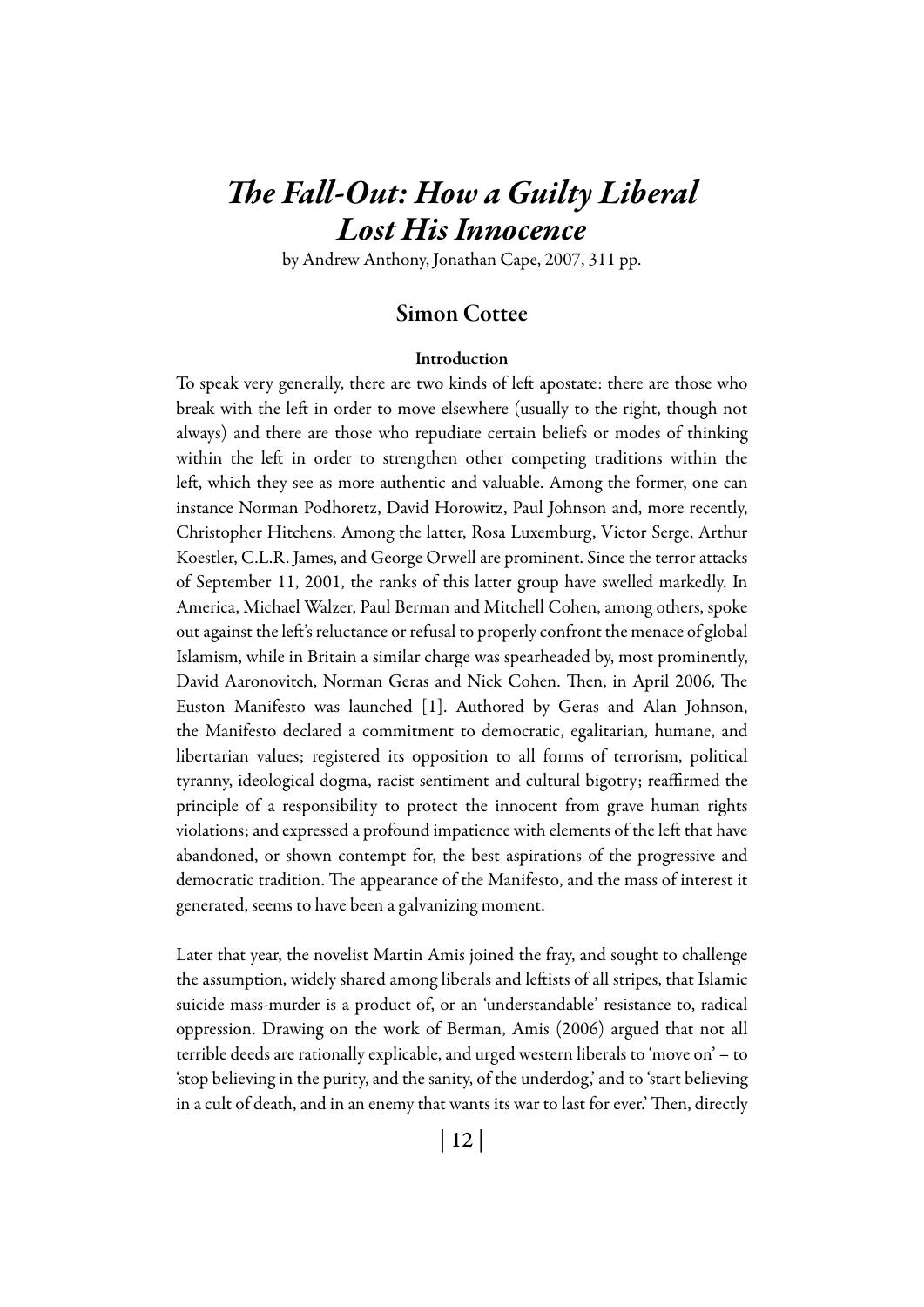# *The Fall-Out: How a Guilty Liberal Lost His Innocence*

by Andrew Anthony, Jonathan Cape, 2007, 311 pp.

## Simon Cottee

### Introduction

To speak very generally, there are two kinds of left apostate: there are those who break with the left in order to move elsewhere (usually to the right, though not always) and there are those who repudiate certain beliefs or modes of thinking within the left in order to strengthen other competing traditions within the left, which they see as more authentic and valuable. Among the former, one can instance Norman Podhoretz, David Horowitz, Paul Johnson and, more recently, Christopher Hitchens. Among the latter, Rosa Luxemburg, Victor Serge, Arthur Koestler, C.L.R. James, and George Orwell are prominent. Since the terror attacks of September 11, 2001, the ranks of this latter group have swelled markedly. In America, Michael Walzer, Paul Berman and Mitchell Cohen, among others, spoke out against the left's reluctance or refusal to properly confront the menace of global Islamism, while in Britain a similar charge was spearheaded by, most prominently, David Aaronovitch, Norman Geras and Nick Cohen. Then, in April 2006, The Euston Manifesto was launched [1]. Authored by Geras and Alan Johnson, the Manifesto declared a commitment to democratic, egalitarian, humane, and libertarian values; registered its opposition to all forms of terrorism, political tyranny, ideological dogma, racist sentiment and cultural bigotry; reaffirmed the principle of a responsibility to protect the innocent from grave human rights violations; and expressed a profound impatience with elements of the left that have abandoned, or shown contempt for, the best aspirations of the progressive and democratic tradition. The appearance of the Manifesto, and the mass of interest it generated, seems to have been a galvanizing moment.

Later that year, the novelist Martin Amis joined the fray, and sought to challenge the assumption, widely shared among liberals and leftists of all stripes, that Islamic suicide mass-murder is a product of, or an 'understandable' resistance to, radical oppression. Drawing on the work of Berman, Amis (2006) argued that not all terrible deeds are rationally explicable, and urged western liberals to 'move on' – to 'stop believing in the purity, and the sanity, of the underdog,' and to 'start believing in a cult of death, and in an enemy that wants its war to last for ever.' Then, directly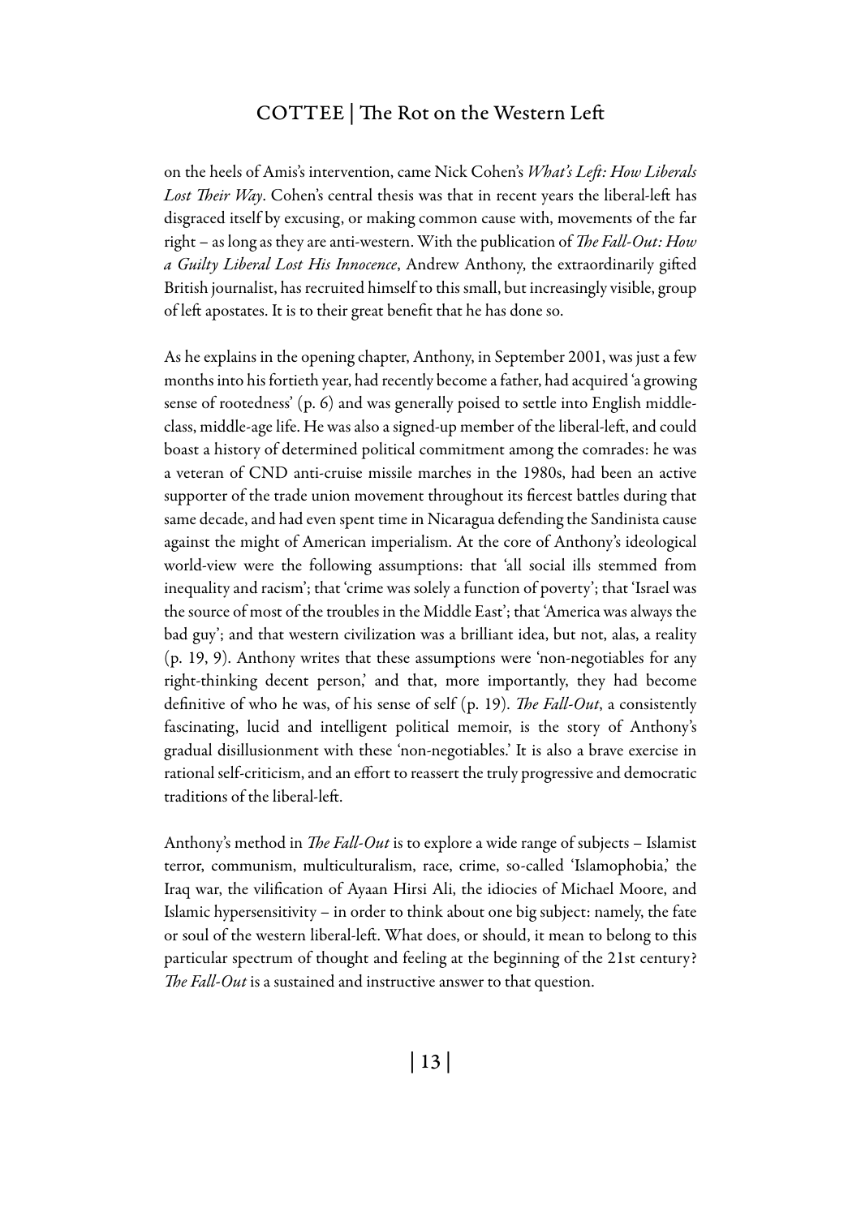on the heels of Amis's intervention, came Nick Cohen's *What's Left: How Liberals Lost Their Way*. Cohen's central thesis was that in recent years the liberal-left has disgraced itself by excusing, or making common cause with, movements of the far right – as long as they are anti-western. With the publication of *The Fall-Out: How a Guilty Liberal Lost His Innocence*, Andrew Anthony, the extraordinarily gifted British journalist, has recruited himself to this small, but increasingly visible, group of left apostates. It is to their great benefit that he has done so.

As he explains in the opening chapter, Anthony, in September 2001, was just a few months into his fortieth year, had recently become a father, had acquired 'a growing sense of rootedness' (p. 6) and was generally poised to settle into English middle-class, middle-age life. He was also a signed-up member of the liberal-left, and could boast a history of determined political commitment among the comrades: he was a veteran of CND anti-cruise missile marches in the 1980s, had been an active supporter of the trade union movement throughout its fiercest battles during that same decade, and had even spent time in Nicaragua defending the Sandinista cause against the might of American imperialism. At the core of Anthony's ideological world-view were the following assumptions: that 'all social ills stemmed from inequality and racism'; that 'crime was solely a function of poverty'; that 'Israel was the source of most of the troubles in the Middle East'; that 'America was always the bad guy'; and that western civilization was a brilliant idea, but not, alas, a reality (p. 19, 9). Anthony writes that these assumptions were 'non-negotiables for any right-thinking decent person,' and that, more importantly, they had become definitive of who he was, of his sense of self (p. 19). *The Fall-Out*, a consistently fascinating, lucid and intelligent political memoir, is the story of Anthony's gradual disillusionment with these 'non-negotiables.' It is also a brave exercise in rational self-criticism, and an effort to reassert the truly progressive and democratic traditions of the liberal-left.

Anthony's method in *The Fall-Out* is to explore a wide range of subjects – Islamist terror, communism, multiculturalism, race, crime, so-called 'Islamophobia,' the Iraq war, the vilification of Ayaan Hirsi Ali, the idiocies of Michael Moore, and Islamic hypersensitivity – in order to think about one big subject: namely, the fate or soul of the western liberal-left. What does, or should, it mean to belong to this particular spectrum of thought and feeling at the beginning of the 21st century? *The Fall-Out* is a sustained and instructive answer to that question.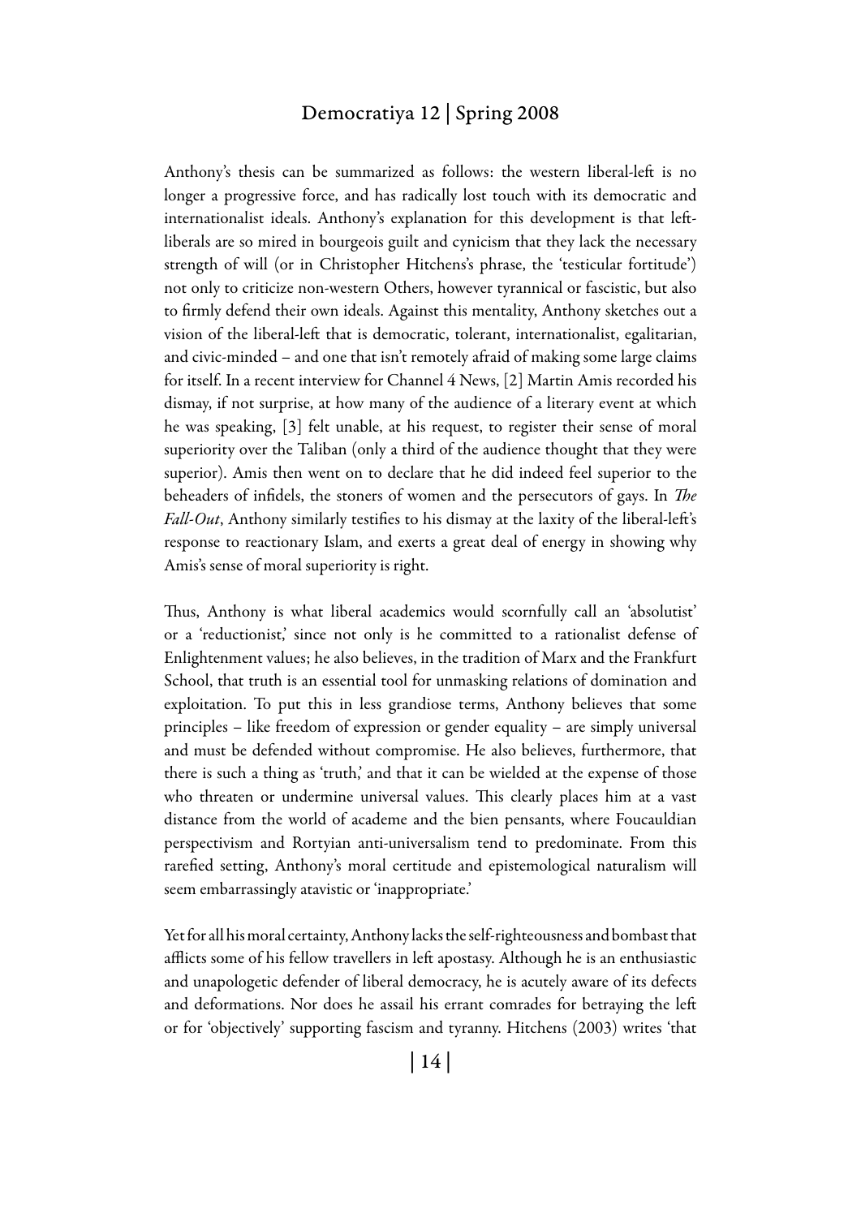Anthony's thesis can be summarized as follows: the western liberal-left is no longer a progressive force, and has radically lost touch with its democratic and internationalist ideals. Anthony's explanation for this development is that left-liberals are so mired in bourgeois guilt and cynicism that they lack the necessary strength of will (or in Christopher Hitchens's phrase, the 'testicular fortitude') not only to criticize non-western Others, however tyrannical or fascistic, but also to firmly defend their own ideals. Against this mentality, Anthony sketches out a vision of the liberal-left that is democratic, tolerant, internationalist, egalitarian, and civic-minded – and one that isn't remotely afraid of making some large claims for itself. In a recent interview for Channel 4 News, [2] Martin Amis recorded his dismay, if not surprise, at how many of the audience of a literary event at which he was speaking, [3] felt unable, at his request, to register their sense of moral superiority over the Taliban (only a third of the audience thought that they were superior). Amis then went on to declare that he did indeed feel superior to the beheaders of infidels, the stoners of women and the persecutors of gays. In *The Fall-Out*, Anthony similarly testifies to his dismay at the laxity of the liberal-left's response to reactionary Islam, and exerts a great deal of energy in showing why Amis's sense of moral superiority is right.

Thus, Anthony is what liberal academics would scornfully call an 'absolutist' or a 'reductionist,' since not only is he committed to a rationalist defense of Enlightenment values; he also believes, in the tradition of Marx and the Frankfurt School, that truth is an essential tool for unmasking relations of domination and exploitation. To put this in less grandiose terms, Anthony believes that some principles – like freedom of expression or gender equality – are simply universal and must be defended without compromise. He also believes, furthermore, that there is such a thing as 'truth,' and that it can be wielded at the expense of those who threaten or undermine universal values. This clearly places him at a vast distance from the world of academe and the bien pensants, where Foucauldian perspectivism and Rortyian anti-universalism tend to predominate. From this rarefied setting, Anthony's moral certitude and epistemological naturalism will seem embarrassingly atavistic or 'inappropriate.'

Yet for all his moral certainty, Anthony lacks the self-righteousness and bombast that afflicts some of his fellow travellers in left apostasy. Although he is an enthusiastic and unapologetic defender of liberal democracy, he is acutely aware of its defects and deformations. Nor does he assail his errant comrades for betraying the left or for 'objectively' supporting fascism and tyranny. Hitchens (2003) writes 'that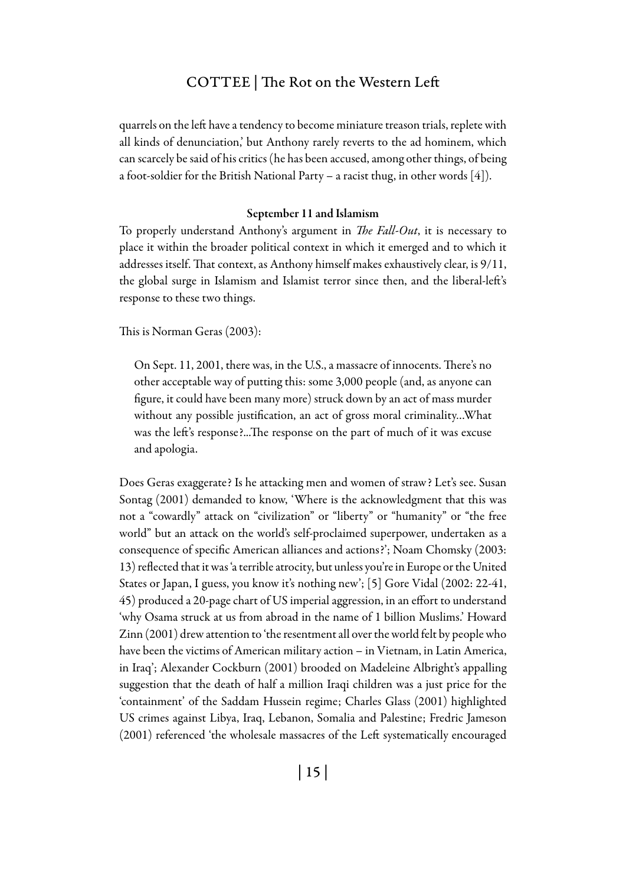quarrels on the left have a tendency to become miniature treason trials, replete with all kinds of denunciation,' but Anthony rarely reverts to the ad hominem, which can scarcely be said of his critics (he has been accused, among other things, of being a foot-soldier for the British National Party – a racist thug, in other words [4]).

### September 11 and Islamism

To properly understand Anthony's argument in *The Fall-Out*, it is necessary to place it within the broader political context in which it emerged and to which it addresses itself. That context, as Anthony himself makes exhaustively clear, is 9/11, the global surge in Islamism and Islamist terror since then, and the liberal-left's response to these two things.

This is Norman Geras (2003):

> On Sept. 11, 2001, there was, in the U.S., a massacre of innocents. There's no other acceptable way of putting this: some 3,000 people (and, as anyone can figure, it could have been many more) struck down by an act of mass murder without any possible justification, an act of gross moral criminality…What was the left's response?…The response on the part of much of it was excuse and apologia.

Does Geras exaggerate? Is he attacking men and women of straw? Let's see. Susan Sontag (2001) demanded to know, 'Where is the acknowledgment that this was not a "cowardly" attack on "civilization" or "liberty" or "humanity" or "the free world" but an attack on the world's self-proclaimed superpower, undertaken as a consequence of specific American alliances and actions?'; Noam Chomsky (2003: 13) reflected that it was 'a terrible atrocity, but unless you're in Europe or the United States or Japan, I guess, you know it's nothing new'; [5] Gore Vidal (2002: 22-41, 45) produced a 20-page chart of US imperial aggression, in an effort to understand 'why Osama struck at us from abroad in the name of 1 billion Muslims.' Howard Zinn (2001) drew attention to 'the resentment all over the world felt by people who have been the victims of American military action – in Vietnam, in Latin America, in Iraq'; Alexander Cockburn (2001) brooded on Madeleine Albright's appalling suggestion that the death of half a million Iraqi children was a just price for the 'containment' of the Saddam Hussein regime; Charles Glass (2001) highlighted US crimes against Libya, Iraq, Lebanon, Somalia and Palestine; Fredric Jameson (2001) referenced 'the wholesale massacres of the Left systematically encouraged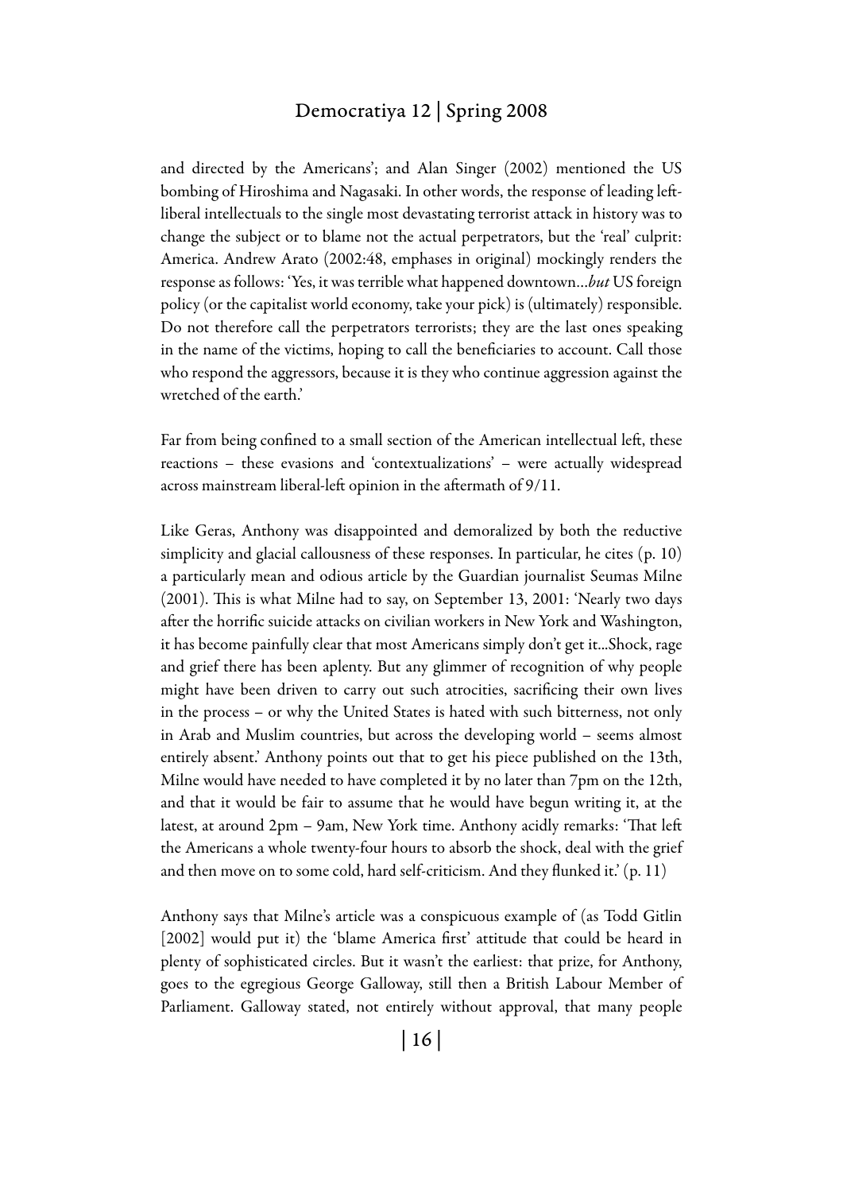and directed by the Americans'; and Alan Singer (2002) mentioned the US bombing of Hiroshima and Nagasaki. In other words, the response of leading left-liberal intellectuals to the single most devastating terrorist attack in history was to change the subject or to blame not the actual perpetrators, but the 'real' culprit: America. Andrew Arato (2002:48, emphases in original) mockingly renders the response as follows: 'Yes, it was terrible what happened downtown…*but* US foreign policy (or the capitalist world economy, take your pick) is (ultimately) responsible. Do not therefore call the perpetrators terrorists; they are the last ones speaking in the name of the victims, hoping to call the beneficiaries to account. Call those who respond the aggressors, because it is they who continue aggression against the wretched of the earth.'

Far from being confined to a small section of the American intellectual left, these reactions – these evasions and 'contextualizations' – were actually widespread across mainstream liberal-left opinion in the aftermath of 9/11.

Like Geras, Anthony was disappointed and demoralized by both the reductive simplicity and glacial callousness of these responses. In particular, he cites (p. 10) a particularly mean and odious article by the Guardian journalist Seumas Milne (2001). This is what Milne had to say, on September 13, 2001: 'Nearly two days after the horrific suicide attacks on civilian workers in New York and Washington, it has become painfully clear that most Americans simply don't get it...Shock, rage and grief there has been aplenty. But any glimmer of recognition of why people might have been driven to carry out such atrocities, sacrificing their own lives in the process – or why the United States is hated with such bitterness, not only in Arab and Muslim countries, but across the developing world – seems almost entirely absent.' Anthony points out that to get his piece published on the 13th, Milne would have needed to have completed it by no later than 7pm on the 12th, and that it would be fair to assume that he would have begun writing it, at the latest, at around 2pm – 9am, New York time. Anthony acidly remarks: 'That left the Americans a whole twenty-four hours to absorb the shock, deal with the grief and then move on to some cold, hard self-criticism. And they flunked it.' (p. 11)

Anthony says that Milne's article was a conspicuous example of (as Todd Gitlin [2002] would put it) the 'blame America first' attitude that could be heard in plenty of sophisticated circles. But it wasn't the earliest: that prize, for Anthony, goes to the egregious George Galloway, still then a British Labour Member of Parliament. Galloway stated, not entirely without approval, that many people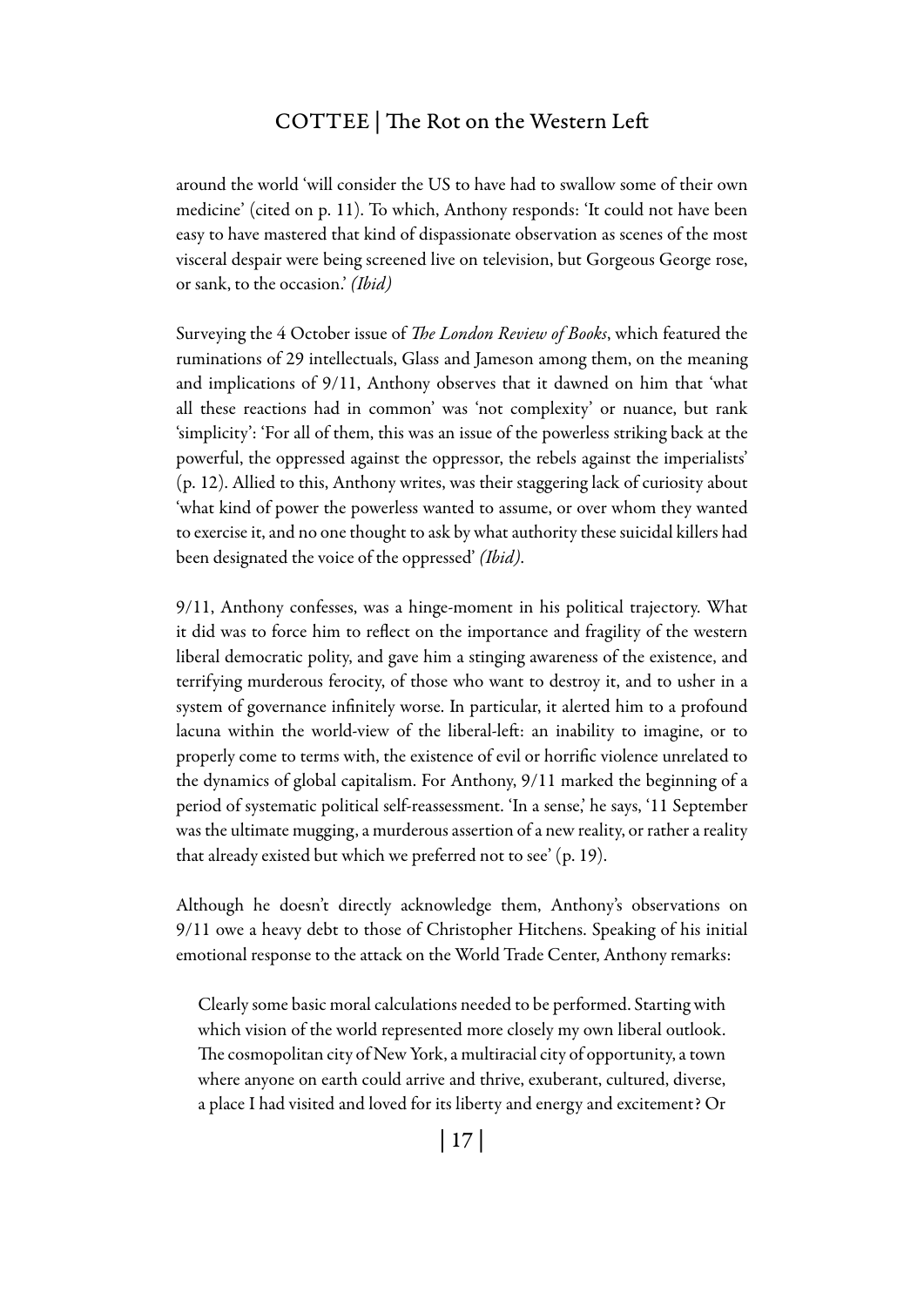around the world 'will consider the US to have had to swallow some of their own medicine' (cited on p. 11). To which, Anthony responds: 'It could not have been easy to have mastered that kind of dispassionate observation as scenes of the most visceral despair were being screened live on television, but Gorgeous George rose, or sank, to the occasion.' *(Ibid)*

Surveying the 4 October issue of *The London Review of Books*, which featured the ruminations of 29 intellectuals, Glass and Jameson among them, on the meaning and implications of 9/11, Anthony observes that it dawned on him that 'what all these reactions had in common' was 'not complexity' or nuance, but rank 'simplicity': 'For all of them, this was an issue of the powerless striking back at the powerful, the oppressed against the oppressor, the rebels against the imperialists' (p. 12). Allied to this, Anthony writes, was their staggering lack of curiosity about 'what kind of power the powerless wanted to assume, or over whom they wanted to exercise it, and no one thought to ask by what authority these suicidal killers had been designated the voice of the oppressed' *(Ibid)*.

9/11, Anthony confesses, was a hinge-moment in his political trajectory. What it did was to force him to reflect on the importance and fragility of the western liberal democratic polity, and gave him a stinging awareness of the existence, and terrifying murderous ferocity, of those who want to destroy it, and to usher in a system of governance infinitely worse. In particular, it alerted him to a profound lacuna within the world-view of the liberal-left: an inability to imagine, or to properly come to terms with, the existence of evil or horrific violence unrelated to the dynamics of global capitalism. For Anthony, 9/11 marked the beginning of a period of systematic political self-reassessment. 'In a sense,' he says, '11 September was the ultimate mugging, a murderous assertion of a new reality, or rather a reality that already existed but which we preferred not to see' (p. 19).

Although he doesn't directly acknowledge them, Anthony's observations on 9/11 owe a heavy debt to those of Christopher Hitchens. Speaking of his initial emotional response to the attack on the World Trade Center, Anthony remarks:

> Clearly some basic moral calculations needed to be performed. Starting with which vision of the world represented more closely my own liberal outlook. The cosmopolitan city of New York, a multiracial city of opportunity, a town where anyone on earth could arrive and thrive, exuberant, cultured, diverse, a place I had visited and loved for its liberty and energy and excitement? Or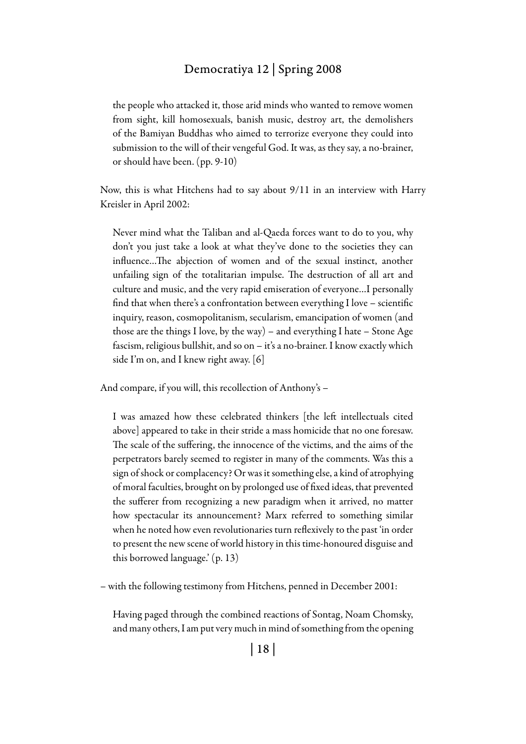> the people who attacked it, those arid minds who wanted to remove women from sight, kill homosexuals, banish music, destroy art, the demolishers of the Bamiyan Buddhas who aimed to terrorize everyone they could into submission to the will of their vengeful God. It was, as they say, a no-brainer, or should have been. (pp. 9-10)

Now, this is what Hitchens had to say about 9/11 in an interview with Harry Kreisler in April 2002:

> Never mind what the Taliban and al-Qaeda forces want to do to you, why don't you just take a look at what they've done to the societies they can influence...The abjection of women and of the sexual instinct, another unfailing sign of the totalitarian impulse. The destruction of all art and culture and music, and the very rapid emiseration of everyone...I personally find that when there's a confrontation between everything I love – scientific inquiry, reason, cosmopolitanism, secularism, emancipation of women (and those are the things I love, by the way) – and everything I hate – Stone Age fascism, religious bullshit, and so on – it's a no-brainer. I know exactly which side I'm on, and I knew right away. [6]

And compare, if you will, this recollection of Anthony's –

> I was amazed how these celebrated thinkers [the left intellectuals cited above] appeared to take in their stride a mass homicide that no one foresaw. The scale of the suffering, the innocence of the victims, and the aims of the perpetrators barely seemed to register in many of the comments. Was this a sign of shock or complacency? Or was it something else, a kind of atrophying of moral faculties, brought on by prolonged use of fixed ideas, that prevented the sufferer from recognizing a new paradigm when it arrived, no matter how spectacular its announcement? Marx referred to something similar when he noted how even revolutionaries turn reflexively to the past 'in order to present the new scene of world history in this time-honoured disguise and this borrowed language.' (p. 13)

– with the following testimony from Hitchens, penned in December 2001:

> Having paged through the combined reactions of Sontag, Noam Chomsky, and many others, I am put very much in mind of something from the opening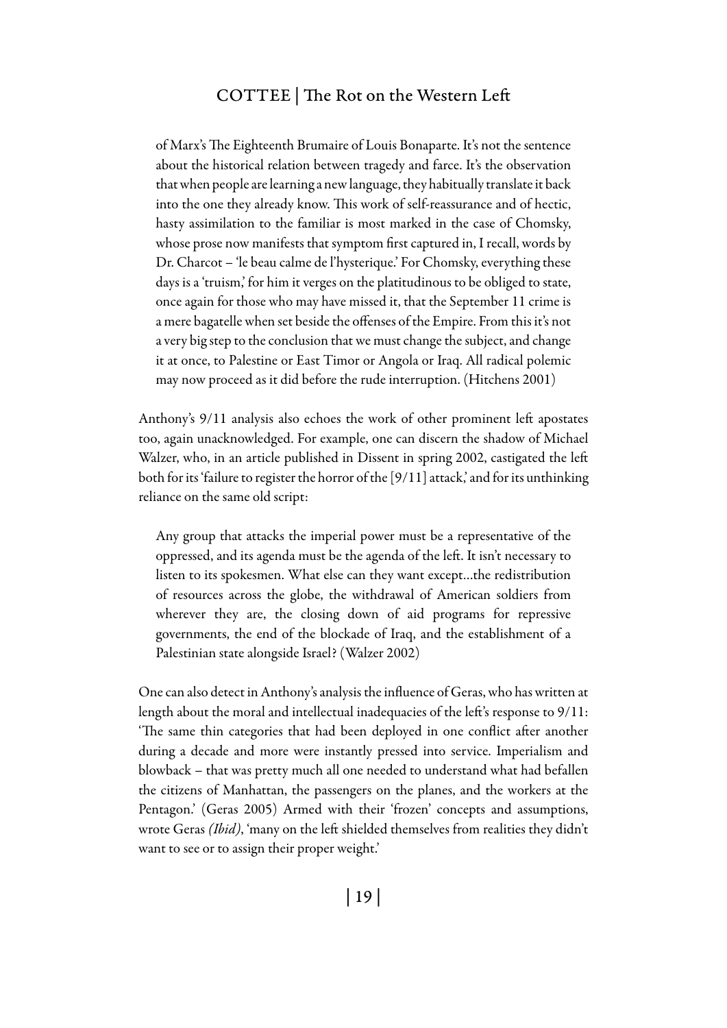of Marx's The Eighteenth Brumaire of Louis Bonaparte. It's not the sentence about the historical relation between tragedy and farce. It's the observation that when people are learning a new language, they habitually translate it back into the one they already know. This work of self-reassurance and of hectic, hasty assimilation to the familiar is most marked in the case of Chomsky, whose prose now manifests that symptom first captured in, I recall, words by Dr. Charcot – 'le beau calme de l'hysterique.' For Chomsky, everything these days is a 'truism,' for him it verges on the platitudinous to be obliged to state, once again for those who may have missed it, that the September 11 crime is a mere bagatelle when set beside the offenses of the Empire. From this it's not a very big step to the conclusion that we must change the subject, and change it at once, to Palestine or East Timor or Angola or Iraq. All radical polemic may now proceed as it did before the rude interruption. (Hitchens 2001)

Anthony's 9/11 analysis also echoes the work of other prominent left apostates too, again unacknowledged. For example, one can discern the shadow of Michael Walzer, who, in an article published in Dissent in spring 2002, castigated the left both for its 'failure to register the horror of the [9/11] attack,' and for its unthinking reliance on the same old script:

> Any group that attacks the imperial power must be a representative of the oppressed, and its agenda must be the agenda of the left. It isn't necessary to listen to its spokesmen. What else can they want except…the redistribution of resources across the globe, the withdrawal of American soldiers from wherever they are, the closing down of aid programs for repressive governments, the end of the blockade of Iraq, and the establishment of a Palestinian state alongside Israel? (Walzer 2002)

One can also detect in Anthony's analysis the influence of Geras, who has written at length about the moral and intellectual inadequacies of the left's response to 9/11: 'The same thin categories that had been deployed in one conflict after another during a decade and more were instantly pressed into service. Imperialism and blowback – that was pretty much all one needed to understand what had befallen the citizens of Manhattan, the passengers on the planes, and the workers at the Pentagon.' (Geras 2005) Armed with their 'frozen' concepts and assumptions, wrote Geras *(Ibid)*, 'many on the left shielded themselves from realities they didn't want to see or to assign their proper weight.'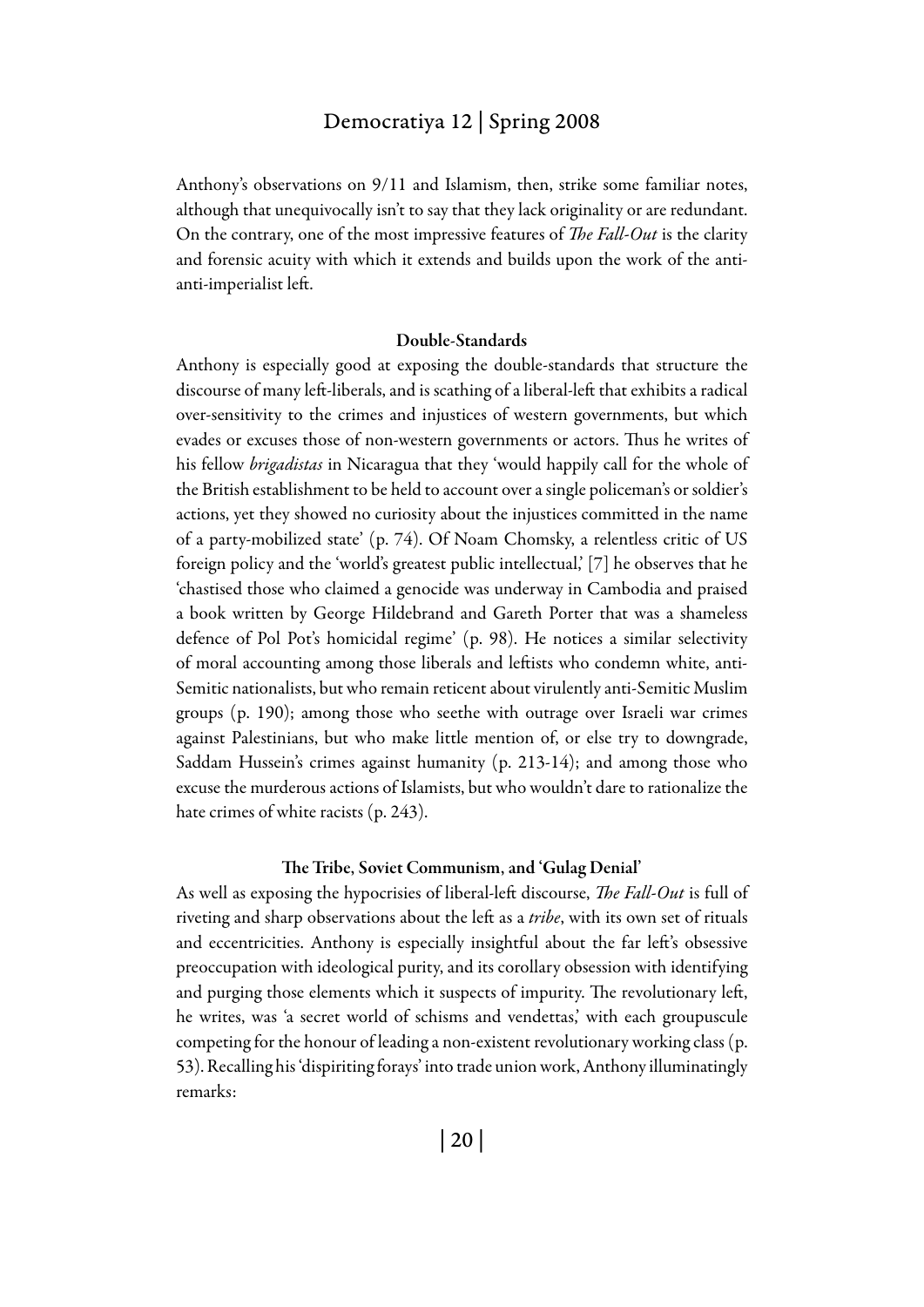Anthony's observations on 9/11 and Islamism, then, strike some familiar notes, although that unequivocally isn't to say that they lack originality or are redundant. On the contrary, one of the most impressive features of *The Fall-Out* is the clarity and forensic acuity with which it extends and builds upon the work of the anti-anti-imperialist left.

### Double-Standards

Anthony is especially good at exposing the double-standards that structure the discourse of many left-liberals, and is scathing of a liberal-left that exhibits a radical over-sensitivity to the crimes and injustices of western governments, but which evades or excuses those of non-western governments or actors. Thus he writes of his fellow *brigadistas* in Nicaragua that they 'would happily call for the whole of the British establishment to be held to account over a single policeman's or soldier's actions, yet they showed no curiosity about the injustices committed in the name of a party-mobilized state' (p. 74). Of Noam Chomsky, a relentless critic of US foreign policy and the 'world's greatest public intellectual,' [7] he observes that he 'chastised those who claimed a genocide was underway in Cambodia and praised a book written by George Hildebrand and Gareth Porter that was a shameless defence of Pol Pot's homicidal regime' (p. 98). He notices a similar selectivity of moral accounting among those liberals and leftists who condemn white, anti-Semitic nationalists, but who remain reticent about virulently anti-Semitic Muslim groups (p. 190); among those who seethe with outrage over Israeli war crimes against Palestinians, but who make little mention of, or else try to downgrade, Saddam Hussein's crimes against humanity (p. 213-14); and among those who excuse the murderous actions of Islamists, but who wouldn't dare to rationalize the hate crimes of white racists (p. 243).

### The Tribe, Soviet Communism, and 'Gulag Denial'

As well as exposing the hypocrisies of liberal-left discourse, *The Fall-Out* is full of riveting and sharp observations about the left as a *tribe*, with its own set of rituals and eccentricities. Anthony is especially insightful about the far left's obsessive preoccupation with ideological purity, and its corollary obsession with identifying and purging those elements which it suspects of impurity. The revolutionary left, he writes, was 'a secret world of schisms and vendettas,' with each groupuscule competing for the honour of leading a non-existent revolutionary working class (p. 53). Recalling his 'dispiriting forays' into trade union work, Anthony illuminatingly remarks: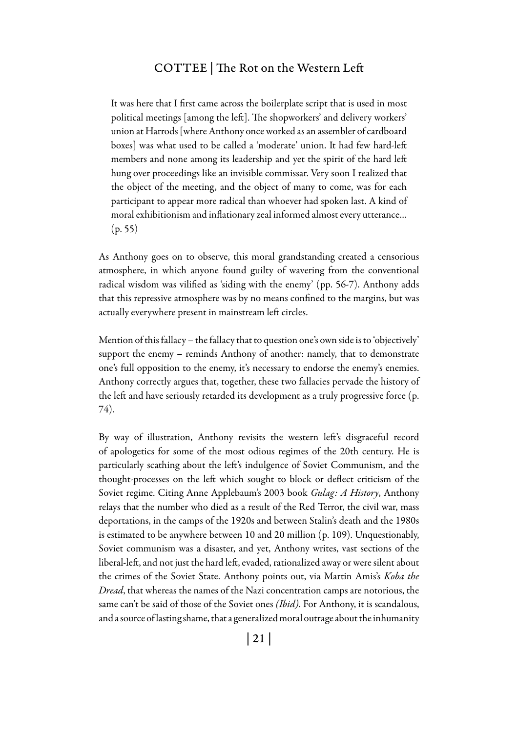> It was here that I first came across the boilerplate script that is used in most political meetings [among the left]. The shopworkers' and delivery workers' union at Harrods [where Anthony once worked as an assembler of cardboard boxes] was what used to be called a 'moderate' union. It had few hard-left members and none among its leadership and yet the spirit of the hard left hung over proceedings like an invisible commissar. Very soon I realized that the object of the meeting, and the object of many to come, was for each participant to appear more radical than whoever had spoken last. A kind of moral exhibitionism and inflationary zeal informed almost every utterance… (p. 55)

As Anthony goes on to observe, this moral grandstanding created a censorious atmosphere, in which anyone found guilty of wavering from the conventional radical wisdom was vilified as 'siding with the enemy' (pp. 56-7). Anthony adds that this repressive atmosphere was by no means confined to the margins, but was actually everywhere present in mainstream left circles.

Mention of this fallacy – the fallacy that to question one's own side is to 'objectively' support the enemy – reminds Anthony of another: namely, that to demonstrate one's full opposition to the enemy, it's necessary to endorse the enemy's enemies. Anthony correctly argues that, together, these two fallacies pervade the history of the left and have seriously retarded its development as a truly progressive force (p. 74).

By way of illustration, Anthony revisits the western left's disgraceful record of apologetics for some of the most odious regimes of the 20th century. He is particularly scathing about the left's indulgence of Soviet Communism, and the thought-processes on the left which sought to block or deflect criticism of the Soviet regime. Citing Anne Applebaum's 2003 book *Gulag: A History*, Anthony relays that the number who died as a result of the Red Terror, the civil war, mass deportations, in the camps of the 1920s and between Stalin's death and the 1980s is estimated to be anywhere between 10 and 20 million (p. 109). Unquestionably, Soviet communism was a disaster, and yet, Anthony writes, vast sections of the liberal-left, and not just the hard left, evaded, rationalized away or were silent about the crimes of the Soviet State. Anthony points out, via Martin Amis's *Koba the Dread*, that whereas the names of the Nazi concentration camps are notorious, the same can't be said of those of the Soviet ones *(Ibid)*. For Anthony, it is scandalous, and a source of lasting shame, that a generalized moral outrage about the inhumanity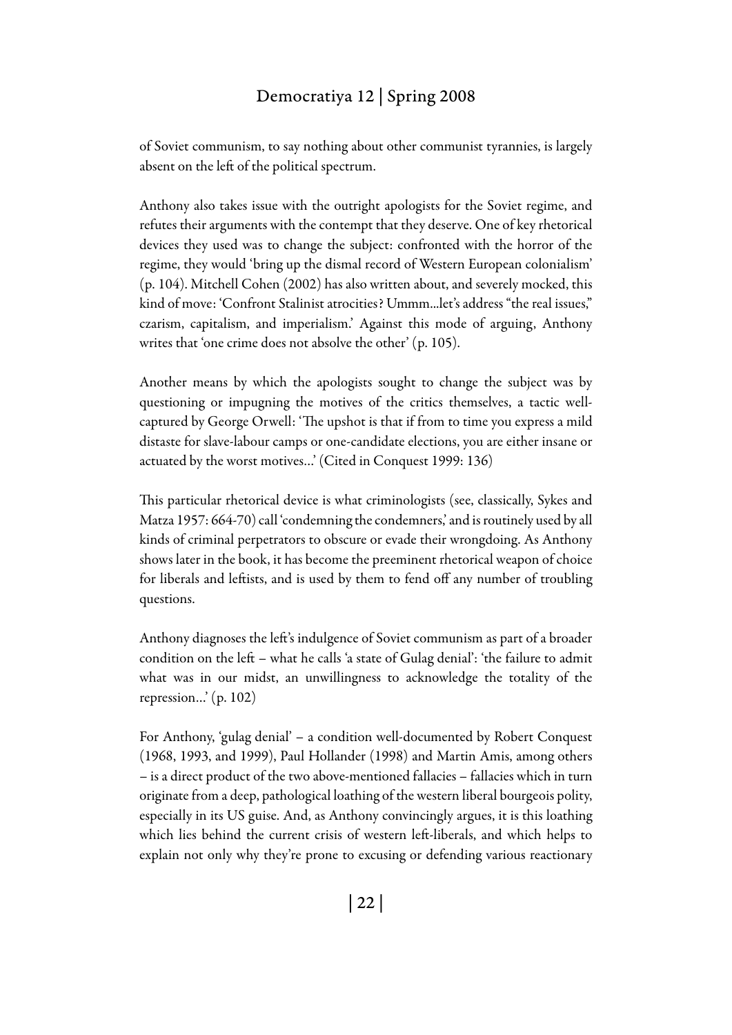of Soviet communism, to say nothing about other communist tyrannies, is largely absent on the left of the political spectrum.

Anthony also takes issue with the outright apologists for the Soviet regime, and refutes their arguments with the contempt that they deserve. One of key rhetorical devices they used was to change the subject: confronted with the horror of the regime, they would 'bring up the dismal record of Western European colonialism' (p. 104). Mitchell Cohen (2002) has also written about, and severely mocked, this kind of move: 'Confront Stalinist atrocities? Ummm...let's address "the real issues," czarism, capitalism, and imperialism.' Against this mode of arguing, Anthony writes that 'one crime does not absolve the other' (p. 105).

Another means by which the apologists sought to change the subject was by questioning or impugning the motives of the critics themselves, a tactic well-captured by George Orwell: 'The upshot is that if from to time you express a mild distaste for slave-labour camps or one-candidate elections, you are either insane or actuated by the worst motives...' (Cited in Conquest 1999: 136)

This particular rhetorical device is what criminologists (see, classically, Sykes and Matza 1957: 664-70) call 'condemning the condemners,' and is routinely used by all kinds of criminal perpetrators to obscure or evade their wrongdoing. As Anthony shows later in the book, it has become the preeminent rhetorical weapon of choice for liberals and leftists, and is used by them to fend off any number of troubling questions.

Anthony diagnoses the left's indulgence of Soviet communism as part of a broader condition on the left – what he calls 'a state of Gulag denial': 'the failure to admit what was in our midst, an unwillingness to acknowledge the totality of the repression...' (p. 102)

For Anthony, 'gulag denial' – a condition well-documented by Robert Conquest (1968, 1993, and 1999), Paul Hollander (1998) and Martin Amis, among others – is a direct product of the two above-mentioned fallacies – fallacies which in turn originate from a deep, pathological loathing of the western liberal bourgeois polity, especially in its US guise. And, as Anthony convincingly argues, it is this loathing which lies behind the current crisis of western left-liberals, and which helps to explain not only why they're prone to excusing or defending various reactionary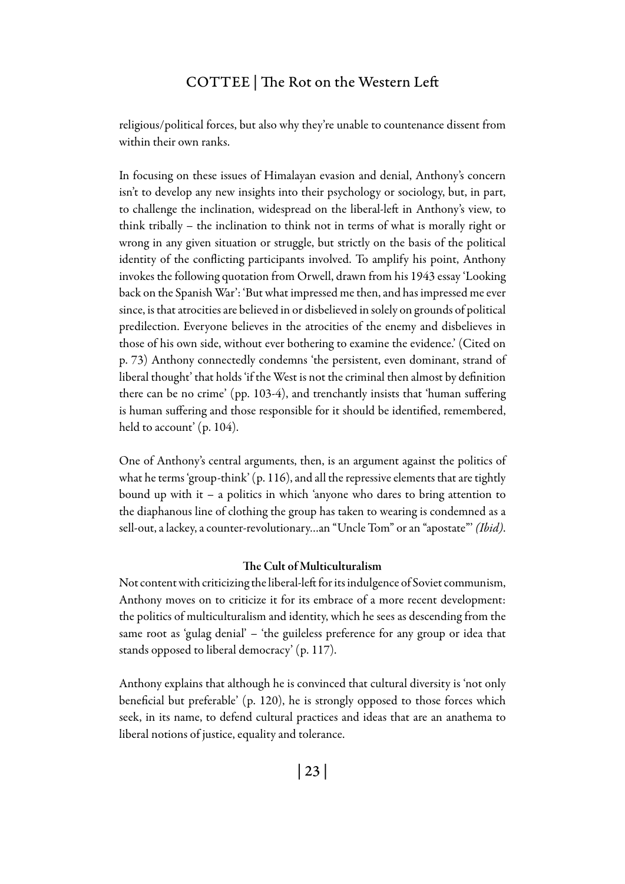religious/political forces, but also why they're unable to countenance dissent from within their own ranks.

In focusing on these issues of Himalayan evasion and denial, Anthony's concern isn't to develop any new insights into their psychology or sociology, but, in part, to challenge the inclination, widespread on the liberal-left in Anthony's view, to think tribally – the inclination to think not in terms of what is morally right or wrong in any given situation or struggle, but strictly on the basis of the political identity of the conflicting participants involved. To amplify his point, Anthony invokes the following quotation from Orwell, drawn from his 1943 essay 'Looking back on the Spanish War': 'But what impressed me then, and has impressed me ever since, is that atrocities are believed in or disbelieved in solely on grounds of political predilection. Everyone believes in the atrocities of the enemy and disbelieves in those of his own side, without ever bothering to examine the evidence.' (Cited on p. 73) Anthony connectedly condemns 'the persistent, even dominant, strand of liberal thought' that holds 'if the West is not the criminal then almost by definition there can be no crime' (pp. 103-4), and trenchantly insists that 'human suffering is human suffering and those responsible for it should be identified, remembered, held to account' (p. 104).

One of Anthony's central arguments, then, is an argument against the politics of what he terms 'group-think' (p. 116), and all the repressive elements that are tightly bound up with it – a politics in which 'anyone who dares to bring attention to the diaphanous line of clothing the group has taken to wearing is condemned as a sell-out, a lackey, a counter-revolutionary…an "Uncle Tom" or an "apostate"' *(Ibid)*.

### The Cult of Multiculturalism

Not content with criticizing the liberal-left for its indulgence of Soviet communism, Anthony moves on to criticize it for its embrace of a more recent development: the politics of multiculturalism and identity, which he sees as descending from the same root as 'gulag denial' – 'the guileless preference for any group or idea that stands opposed to liberal democracy' (p. 117).

Anthony explains that although he is convinced that cultural diversity is 'not only beneficial but preferable' (p. 120), he is strongly opposed to those forces which seek, in its name, to defend cultural practices and ideas that are an anathema to liberal notions of justice, equality and tolerance.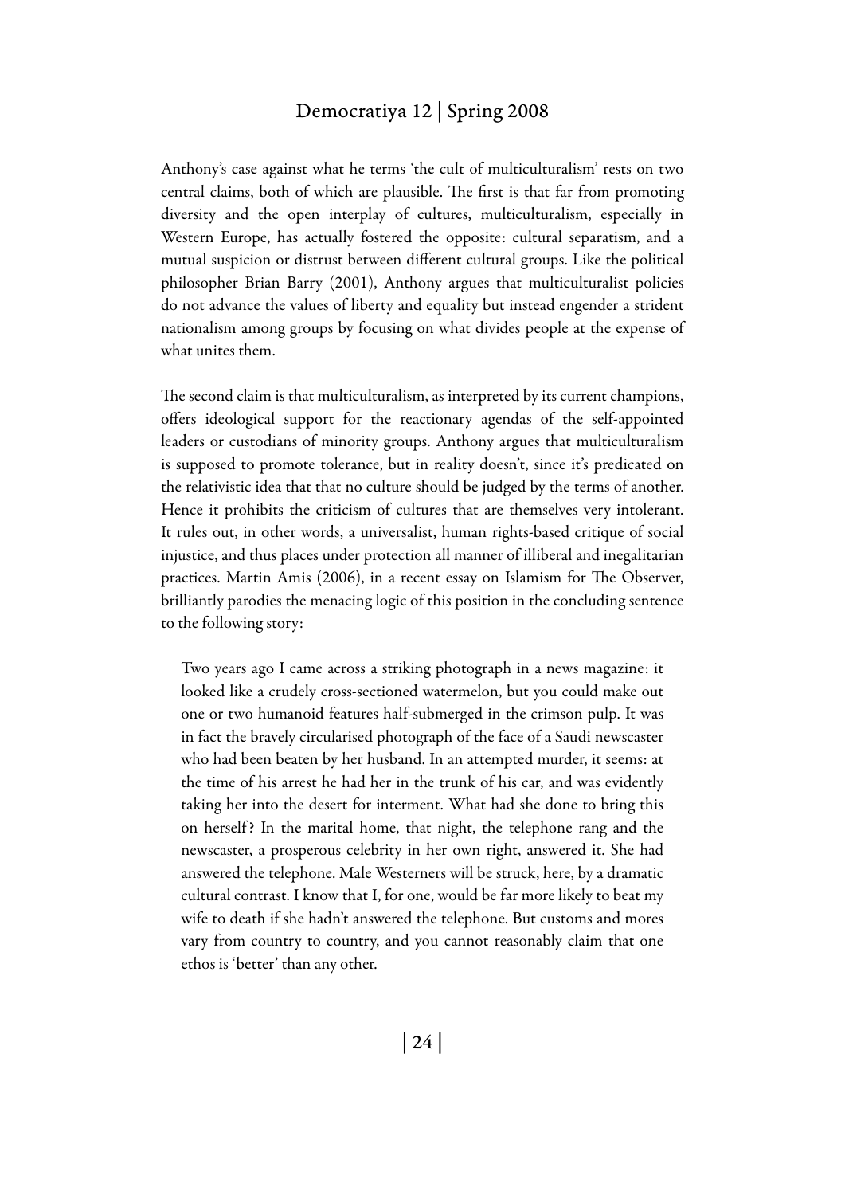Anthony's case against what he terms 'the cult of multiculturalism' rests on two central claims, both of which are plausible. The first is that far from promoting diversity and the open interplay of cultures, multiculturalism, especially in Western Europe, has actually fostered the opposite: cultural separatism, and a mutual suspicion or distrust between different cultural groups. Like the political philosopher Brian Barry (2001), Anthony argues that multiculturalist policies do not advance the values of liberty and equality but instead engender a strident nationalism among groups by focusing on what divides people at the expense of what unites them.

The second claim is that multiculturalism, as interpreted by its current champions, offers ideological support for the reactionary agendas of the self-appointed leaders or custodians of minority groups. Anthony argues that multiculturalism is supposed to promote tolerance, but in reality doesn't, since it's predicated on the relativistic idea that that no culture should be judged by the terms of another. Hence it prohibits the criticism of cultures that are themselves very intolerant. It rules out, in other words, a universalist, human rights-based critique of social injustice, and thus places under protection all manner of illiberal and inegalitarian practices. Martin Amis (2006), in a recent essay on Islamism for The Observer, brilliantly parodies the menacing logic of this position in the concluding sentence to the following story:

> Two years ago I came across a striking photograph in a news magazine: it looked like a crudely cross-sectioned watermelon, but you could make out one or two humanoid features half-submerged in the crimson pulp. It was in fact the bravely circularised photograph of the face of a Saudi newscaster who had been beaten by her husband. In an attempted murder, it seems: at the time of his arrest he had her in the trunk of his car, and was evidently taking her into the desert for interment. What had she done to bring this on herself? In the marital home, that night, the telephone rang and the newscaster, a prosperous celebrity in her own right, answered it. She had answered the telephone. Male Westerners will be struck, here, by a dramatic cultural contrast. I know that I, for one, would be far more likely to beat my wife to death if she hadn't answered the telephone. But customs and mores vary from country to country, and you cannot reasonably claim that one ethos is 'better' than any other.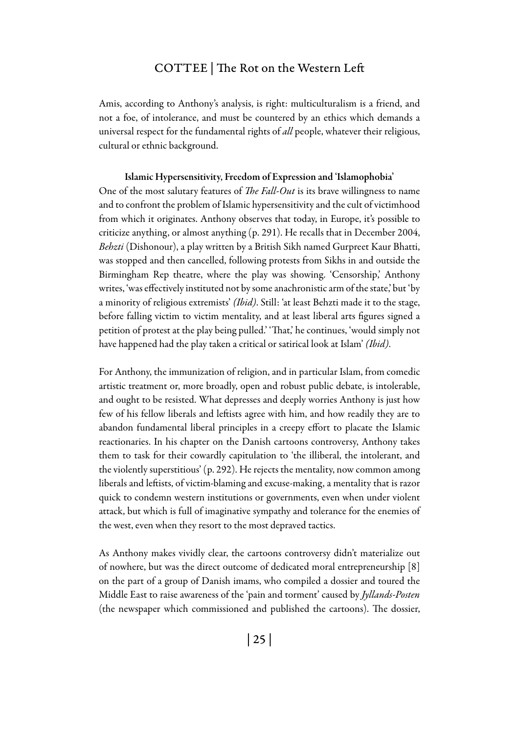Amis, according to Anthony's analysis, is right: multiculturalism is a friend, and not a foe, of intolerance, and must be countered by an ethics which demands a universal respect for the fundamental rights of *all* people, whatever their religious, cultural or ethnic background.

### Islamic Hypersensitivity, Freedom of Expression and 'Islamophobia'

One of the most salutary features of *The Fall-Out* is its brave willingness to name and to confront the problem of Islamic hypersensitivity and the cult of victimhood from which it originates. Anthony observes that today, in Europe, it's possible to criticize anything, or almost anything (p. 291). He recalls that in December 2004, *Behzti* (Dishonour), a play written by a British Sikh named Gurpreet Kaur Bhatti, was stopped and then cancelled, following protests from Sikhs in and outside the Birmingham Rep theatre, where the play was showing. 'Censorship,' Anthony writes, 'was effectively instituted not by some anachronistic arm of the state,' but 'by a minority of religious extremists' *(Ibid)*. Still: 'at least Behzti made it to the stage, before falling victim to victim mentality, and at least liberal arts figures signed a petition of protest at the play being pulled.' 'That,' he continues, 'would simply not have happened had the play taken a critical or satirical look at Islam' *(Ibid)*.

For Anthony, the immunization of religion, and in particular Islam, from comedic artistic treatment or, more broadly, open and robust public debate, is intolerable, and ought to be resisted. What depresses and deeply worries Anthony is just how few of his fellow liberals and leftists agree with him, and how readily they are to abandon fundamental liberal principles in a creepy effort to placate the Islamic reactionaries. In his chapter on the Danish cartoons controversy, Anthony takes them to task for their cowardly capitulation to 'the illiberal, the intolerant, and the violently superstitious' (p. 292). He rejects the mentality, now common among liberals and leftists, of victim-blaming and excuse-making, a mentality that is razor quick to condemn western institutions or governments, even when under violent attack, but which is full of imaginative sympathy and tolerance for the enemies of the west, even when they resort to the most depraved tactics.

As Anthony makes vividly clear, the cartoons controversy didn't materialize out of nowhere, but was the direct outcome of dedicated moral entrepreneurship [8] on the part of a group of Danish imams, who compiled a dossier and toured the Middle East to raise awareness of the 'pain and torment' caused by *Jyllands-Posten* (the newspaper which commissioned and published the cartoons). The dossier,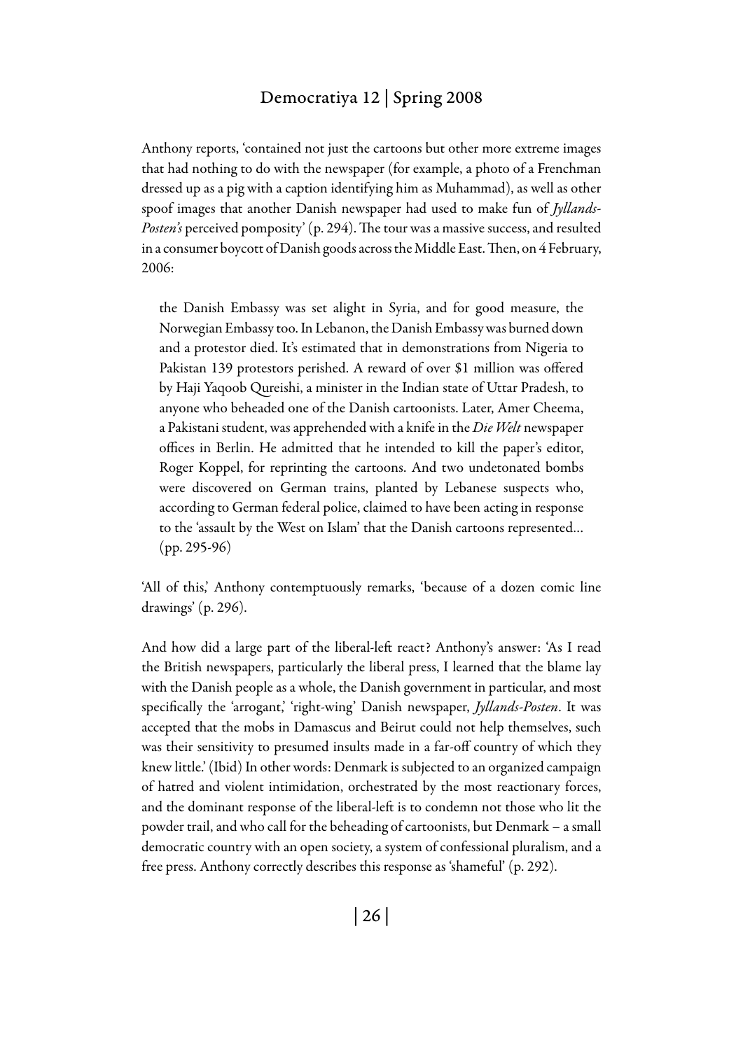Anthony reports, 'contained not just the cartoons but other more extreme images that had nothing to do with the newspaper (for example, a photo of a Frenchman dressed up as a pig with a caption identifying him as Muhammad), as well as other spoof images that another Danish newspaper had used to make fun of *Jyllands-Posten's* perceived pomposity' (p. 294). The tour was a massive success, and resulted in a consumer boycott of Danish goods across the Middle East. Then, on 4 February, 2006:

> the Danish Embassy was set alight in Syria, and for good measure, the Norwegian Embassy too. In Lebanon, the Danish Embassy was burned down and a protestor died. It's estimated that in demonstrations from Nigeria to Pakistan 139 protestors perished. A reward of over $1 million was offered by Haji Yaqoob Qureishi, a minister in the Indian state of Uttar Pradesh, to anyone who beheaded one of the Danish cartoonists. Later, Amer Cheema, a Pakistani student, was apprehended with a knife in the *Die Welt* newspaper offices in Berlin. He admitted that he intended to kill the paper's editor, Roger Koppel, for reprinting the cartoons. And two undetonated bombs were discovered on German trains, planted by Lebanese suspects who, according to German federal police, claimed to have been acting in response to the 'assault by the West on Islam' that the Danish cartoons represented… (pp. 295-96)

'All of this,' Anthony contemptuously remarks, 'because of a dozen comic line drawings' (p. 296).

And how did a large part of the liberal-left react? Anthony's answer: 'As I read the British newspapers, particularly the liberal press, I learned that the blame lay with the Danish people as a whole, the Danish government in particular, and most specifically the 'arrogant,' 'right-wing' Danish newspaper, *Jyllands-Posten*. It was accepted that the mobs in Damascus and Beirut could not help themselves, such was their sensitivity to presumed insults made in a far-off country of which they knew little.' (Ibid) In other words: Denmark is subjected to an organized campaign of hatred and violent intimidation, orchestrated by the most reactionary forces, and the dominant response of the liberal-left is to condemn not those who lit the powder trail, and who call for the beheading of cartoonists, but Denmark – a small democratic country with an open society, a system of confessional pluralism, and a free press. Anthony correctly describes this response as 'shameful' (p. 292).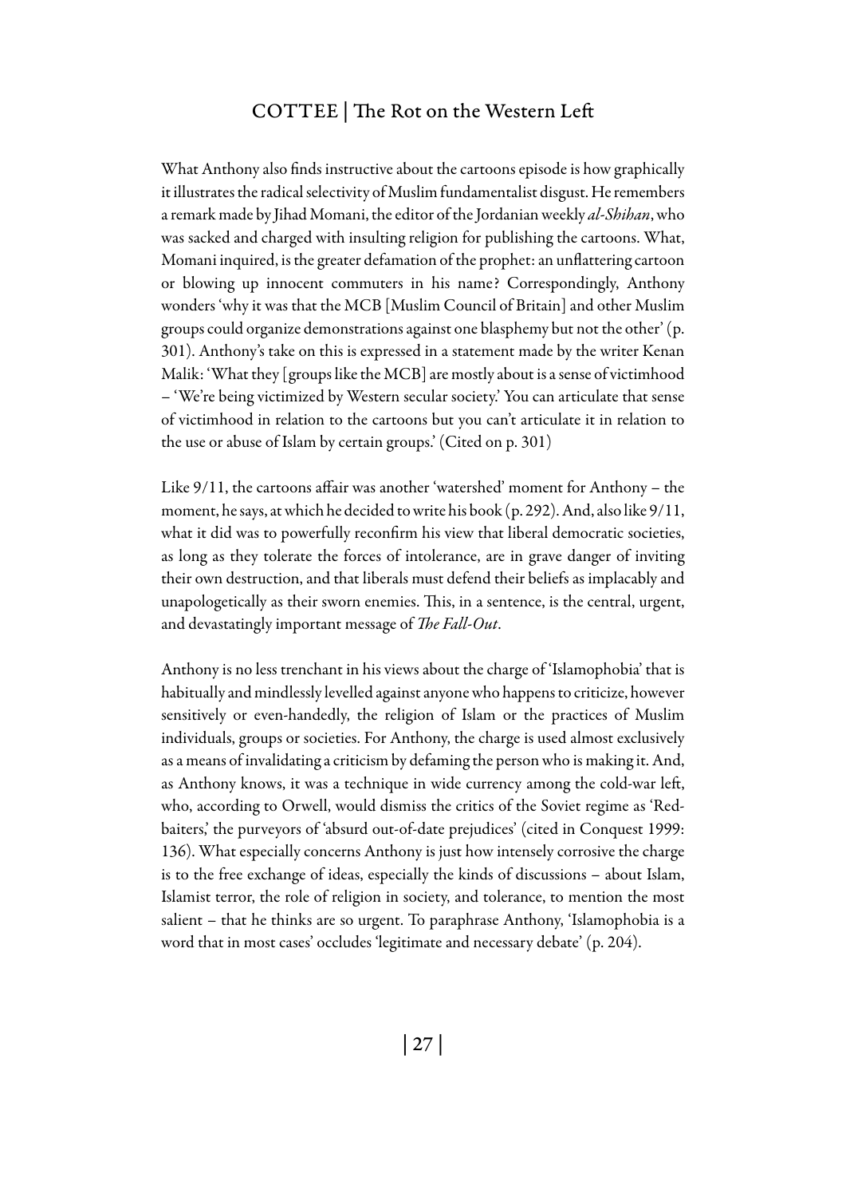What Anthony also finds instructive about the cartoons episode is how graphically it illustrates the radical selectivity of Muslim fundamentalist disgust. He remembers a remark made by Jihad Momani, the editor of the Jordanian weekly *al-Shihan*, who was sacked and charged with insulting religion for publishing the cartoons. What, Momani inquired, is the greater defamation of the prophet: an unflattering cartoon or blowing up innocent commuters in his name? Correspondingly, Anthony wonders 'why it was that the MCB [Muslim Council of Britain] and other Muslim groups could organize demonstrations against one blasphemy but not the other' (p. 301). Anthony's take on this is expressed in a statement made by the writer Kenan Malik: 'What they [groups like the MCB] are mostly about is a sense of victimhood – 'We're being victimized by Western secular society.' You can articulate that sense of victimhood in relation to the cartoons but you can't articulate it in relation to the use or abuse of Islam by certain groups.' (Cited on p. 301)

Like 9/11, the cartoons affair was another 'watershed' moment for Anthony – the moment, he says, at which he decided to write his book (p. 292). And, also like 9/11, what it did was to powerfully reconfirm his view that liberal democratic societies, as long as they tolerate the forces of intolerance, are in grave danger of inviting their own destruction, and that liberals must defend their beliefs as implacably and unapologetically as their sworn enemies. This, in a sentence, is the central, urgent, and devastatingly important message of *The Fall-Out*.

Anthony is no less trenchant in his views about the charge of 'Islamophobia' that is habitually and mindlessly levelled against anyone who happens to criticize, however sensitively or even-handedly, the religion of Islam or the practices of Muslim individuals, groups or societies. For Anthony, the charge is used almost exclusively as a means of invalidating a criticism by defaming the person who is making it. And, as Anthony knows, it was a technique in wide currency among the cold-war left, who, according to Orwell, would dismiss the critics of the Soviet regime as 'Red-baiters,' the purveyors of 'absurd out-of-date prejudices' (cited in Conquest 1999: 136). What especially concerns Anthony is just how intensely corrosive the charge is to the free exchange of ideas, especially the kinds of discussions – about Islam, Islamist terror, the role of religion in society, and tolerance, to mention the most salient – that he thinks are so urgent. To paraphrase Anthony, 'Islamophobia is a word that in most cases' occludes 'legitimate and necessary debate' (p. 204).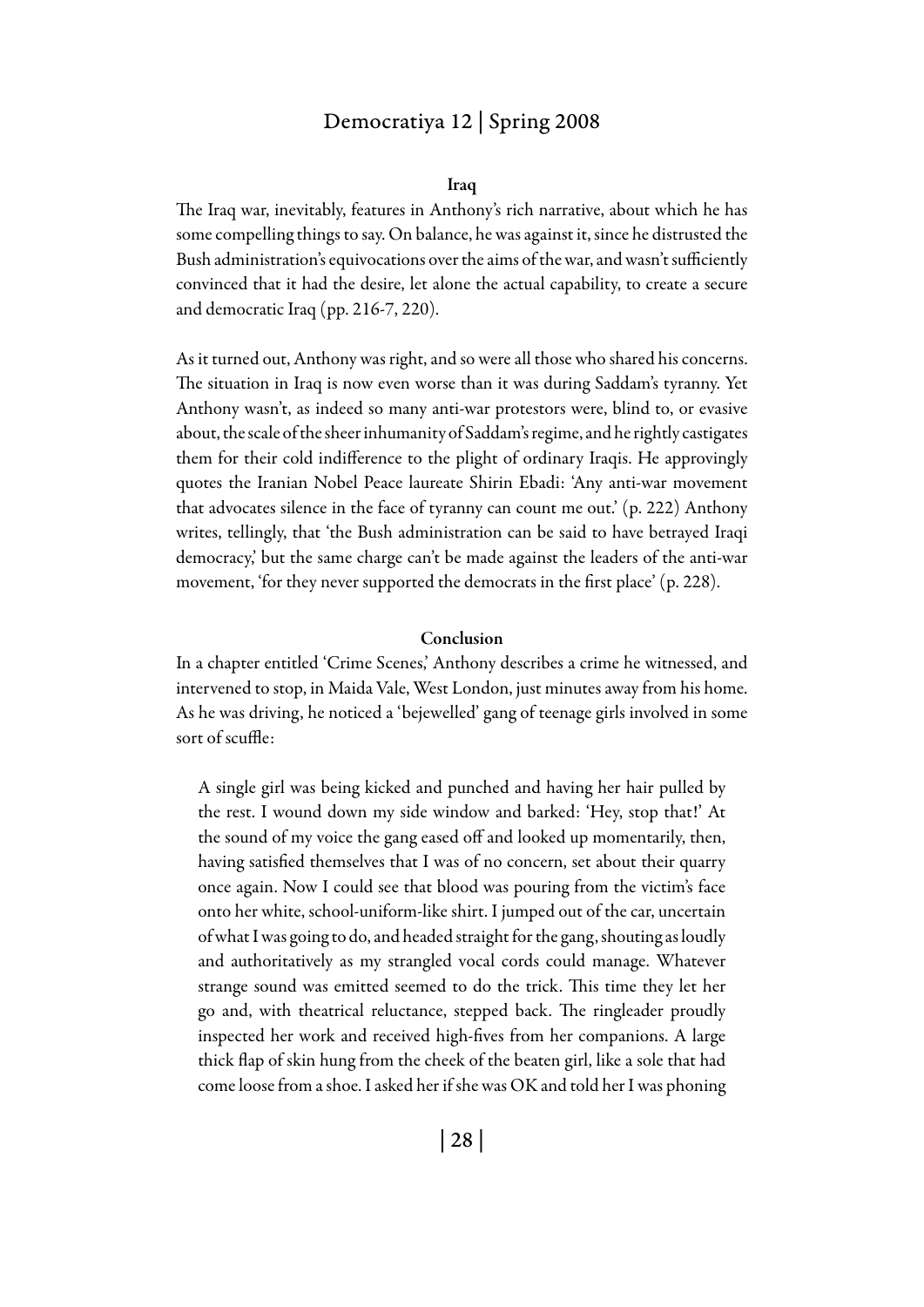### Iraq

The Iraq war, inevitably, features in Anthony's rich narrative, about which he has some compelling things to say. On balance, he was against it, since he distrusted the Bush administration's equivocations over the aims of the war, and wasn't sufficiently convinced that it had the desire, let alone the actual capability, to create a secure and democratic Iraq (pp. 216-7, 220).

As it turned out, Anthony was right, and so were all those who shared his concerns. The situation in Iraq is now even worse than it was during Saddam's tyranny. Yet Anthony wasn't, as indeed so many anti-war protestors were, blind to, or evasive about, the scale of the sheer inhumanity of Saddam's regime, and he rightly castigates them for their cold indifference to the plight of ordinary Iraqis. He approvingly quotes the Iranian Nobel Peace laureate Shirin Ebadi: 'Any anti-war movement that advocates silence in the face of tyranny can count me out.' (p. 222) Anthony writes, tellingly, that 'the Bush administration can be said to have betrayed Iraqi democracy,' but the same charge can't be made against the leaders of the anti-war movement, 'for they never supported the democrats in the first place' (p. 228).

### Conclusion

In a chapter entitled 'Crime Scenes,' Anthony describes a crime he witnessed, and intervened to stop, in Maida Vale, West London, just minutes away from his home. As he was driving, he noticed a 'bejewelled' gang of teenage girls involved in some sort of scuffle:

> A single girl was being kicked and punched and having her hair pulled by the rest. I wound down my side window and barked: 'Hey, stop that!' At the sound of my voice the gang eased off and looked up momentarily, then, having satisfied themselves that I was of no concern, set about their quarry once again. Now I could see that blood was pouring from the victim's face onto her white, school-uniform-like shirt. I jumped out of the car, uncertain of what I was going to do, and headed straight for the gang, shouting as loudly and authoritatively as my strangled vocal cords could manage. Whatever strange sound was emitted seemed to do the trick. This time they let her go and, with theatrical reluctance, stepped back. The ringleader proudly inspected her work and received high-fives from her companions. A large thick flap of skin hung from the cheek of the beaten girl, like a sole that had come loose from a shoe. I asked her if she was OK and told her I was phoning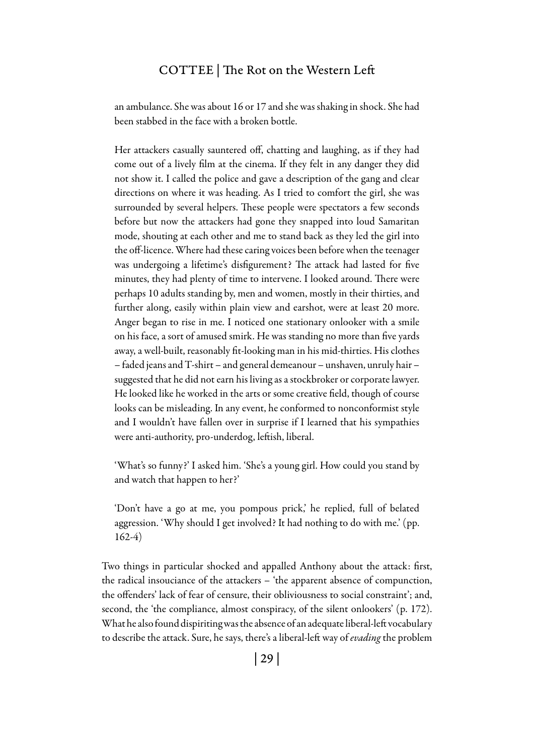> an ambulance. She was about 16 or 17 and she was shaking in shock. She had been stabbed in the face with a broken bottle.
>
> Her attackers casually sauntered off, chatting and laughing, as if they had come out of a lively film at the cinema. If they felt in any danger they did not show it. I called the police and gave a description of the gang and clear directions on where it was heading. As I tried to comfort the girl, she was surrounded by several helpers. These people were spectators a few seconds before but now the attackers had gone they snapped into loud Samaritan mode, shouting at each other and me to stand back as they led the girl into the off-licence. Where had these caring voices been before when the teenager was undergoing a lifetime's disfigurement? The attack had lasted for five minutes, they had plenty of time to intervene. I looked around. There were perhaps 10 adults standing by, men and women, mostly in their thirties, and further along, easily within plain view and earshot, were at least 20 more. Anger began to rise in me. I noticed one stationary onlooker with a smile on his face, a sort of amused smirk. He was standing no more than five yards away, a well-built, reasonably fit-looking man in his mid-thirties. His clothes – faded jeans and T-shirt – and general demeanour – unshaven, unruly hair – suggested that he did not earn his living as a stockbroker or corporate lawyer. He looked like he worked in the arts or some creative field, though of course looks can be misleading. In any event, he conformed to nonconformist style and I wouldn't have fallen over in surprise if I learned that his sympathies were anti-authority, pro-underdog, leftish, liberal.
>
> 'What's so funny?' I asked him. 'She's a young girl. How could you stand by and watch that happen to her?'
>
> 'Don't have a go at me, you pompous prick,' he replied, full of belated aggression. 'Why should I get involved? It had nothing to do with me.' (pp. 162-4)

Two things in particular shocked and appalled Anthony about the attack: first, the radical insouciance of the attackers – 'the apparent absence of compunction, the offenders' lack of fear of censure, their obliviousness to social constraint'; and, second, the 'the compliance, almost conspiracy, of the silent onlookers' (p. 172). What he also found dispiriting was the absence of an adequate liberal-left vocabulary to describe the attack. Sure, he says, there's a liberal-left way of *evading* the problem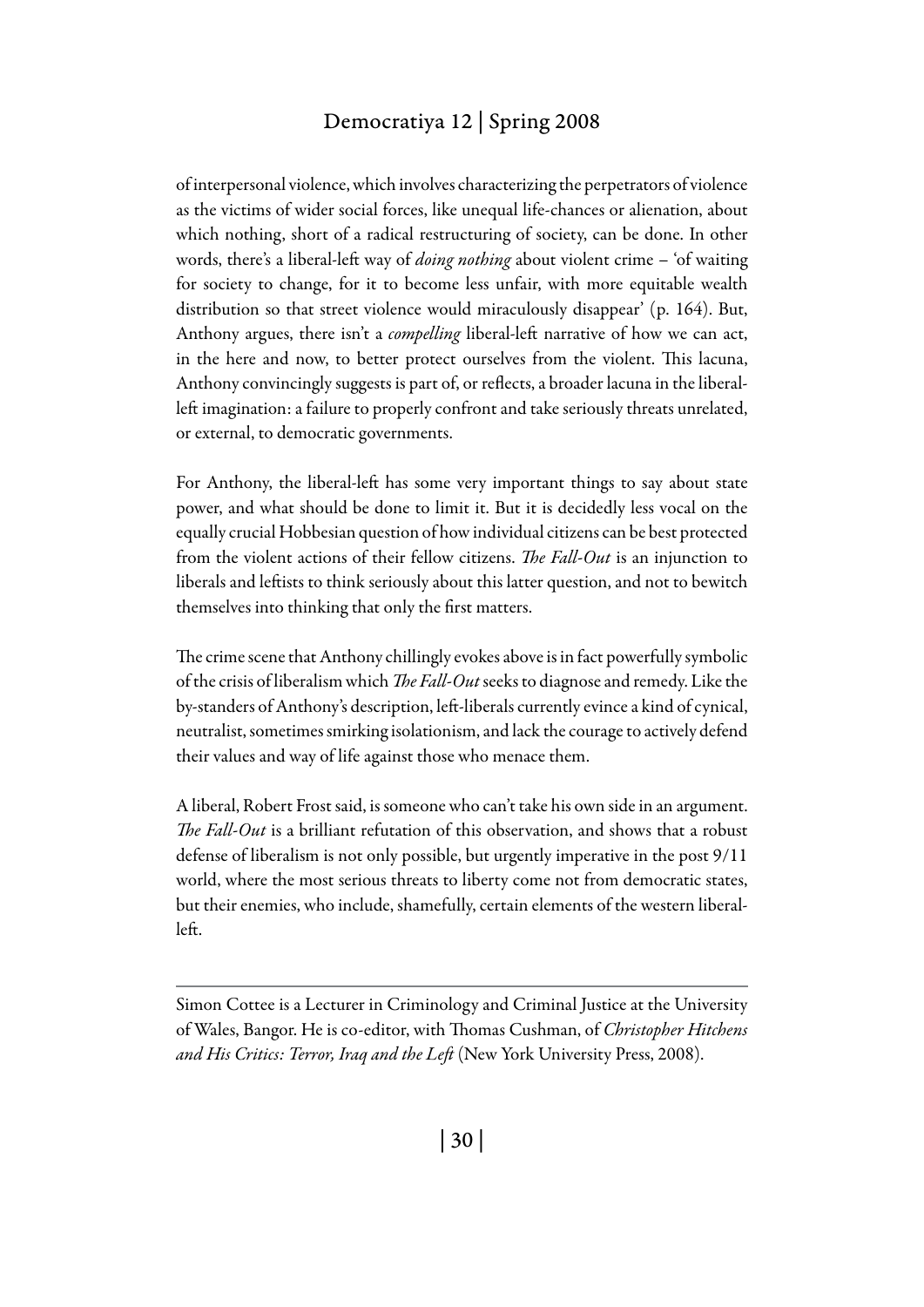of interpersonal violence, which involves characterizing the perpetrators of violence as the victims of wider social forces, like unequal life-chances or alienation, about which nothing, short of a radical restructuring of society, can be done. In other words, there's a liberal-left way of *doing nothing* about violent crime – 'of waiting for society to change, for it to become less unfair, with more equitable wealth distribution so that street violence would miraculously disappear' (p. 164). But, Anthony argues, there isn't a *compelling* liberal-left narrative of how we can act, in the here and now, to better protect ourselves from the violent. This lacuna, Anthony convincingly suggests is part of, or reflects, a broader lacuna in the liberal-left imagination: a failure to properly confront and take seriously threats unrelated, or external, to democratic governments.

For Anthony, the liberal-left has some very important things to say about state power, and what should be done to limit it. But it is decidedly less vocal on the equally crucial Hobbesian question of how individual citizens can be best protected from the violent actions of their fellow citizens. *The Fall-Out* is an injunction to liberals and leftists to think seriously about this latter question, and not to bewitch themselves into thinking that only the first matters.

The crime scene that Anthony chillingly evokes above is in fact powerfully symbolic of the crisis of liberalism which *The Fall-Out* seeks to diagnose and remedy. Like the by-standers of Anthony's description, left-liberals currently evince a kind of cynical, neutralist, sometimes smirking isolationism, and lack the courage to actively defend their values and way of life against those who menace them.

A liberal, Robert Frost said, is someone who can't take his own side in an argument. *The Fall-Out* is a brilliant refutation of this observation, and shows that a robust defense of liberalism is not only possible, but urgently imperative in the post 9/11 world, where the most serious threats to liberty come not from democratic states, but their enemies, who include, shamefully, certain elements of the western liberal-left.

---

Simon Cottee is a Lecturer in Criminology and Criminal Justice at the University of Wales, Bangor. He is co-editor, with Thomas Cushman, of *Christopher Hitchens and His Critics: Terror, Iraq and the Left* (New York University Press, 2008).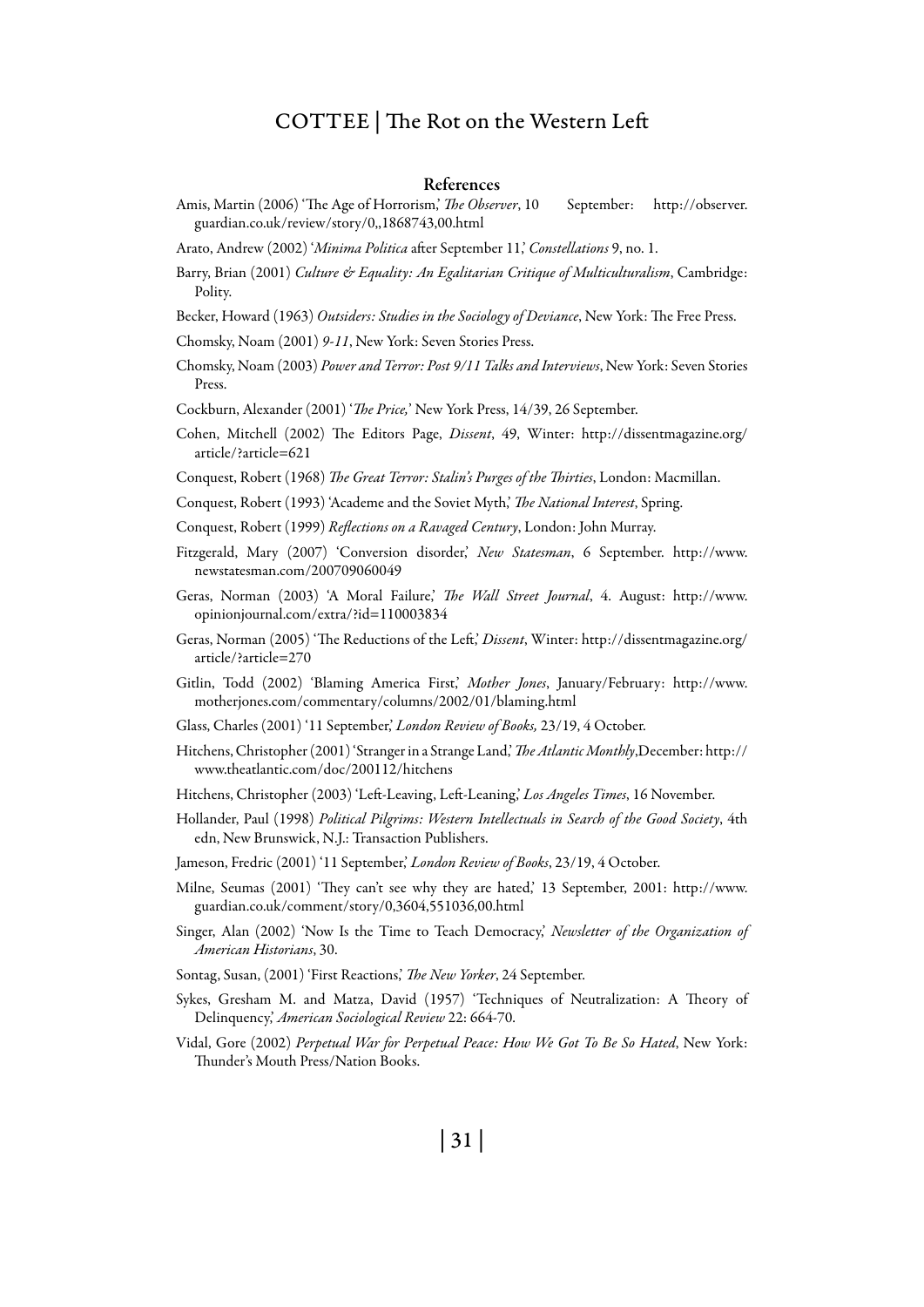## References

Amis, Martin (2006) 'The Age of Horrorism,' *The Observer*, 10 September: http://observer.guardian.co.uk/review/story/0,,1868743,00.html

Arato, Andrew (2002) '*Minima Politica* after September 11,' *Constellations* 9, no. 1.

Barry, Brian (2001) *Culture & Equality: An Egalitarian Critique of Multiculturalism*, Cambridge: Polity.

Becker, Howard (1963) *Outsiders: Studies in the Sociology of Deviance*, New York: The Free Press.

Chomsky, Noam (2001) *9-11*, New York: Seven Stories Press.

Chomsky, Noam (2003) *Power and Terror: Post 9/11 Talks and Interviews*, New York: Seven Stories Press.

Cockburn, Alexander (2001) '*The Price,*' New York Press, 14/39, 26 September.

Cohen, Mitchell (2002) The Editors Page, *Dissent*, 49, Winter: http://dissentmagazine.org/article/?article=621

Conquest, Robert (1968) *The Great Terror: Stalin's Purges of the Thirties*, London: Macmillan.

Conquest, Robert (1993) 'Academe and the Soviet Myth,' *The National Interest*, Spring.

Conquest, Robert (1999) *Reflections on a Ravaged Century*, London: John Murray.

Fitzgerald, Mary (2007) 'Conversion disorder,' *New Statesman*, 6 September. http://www.newstatesman.com/200709060049

Geras, Norman (2003) 'A Moral Failure,' *The Wall Street Journal*, 4. August: http://www.opinionjournal.com/extra/?id=110003834

Geras, Norman (2005) 'The Reductions of the Left,' *Dissent*, Winter: http://dissentmagazine.org/article/?article=270

Gitlin, Todd (2002) 'Blaming America First,' *Mother Jones*, January/February: http://www.motherjones.com/commentary/columns/2002/01/blaming.html

Glass, Charles (2001) '11 September,' *London Review of Books,* 23/19, 4 October.

Hitchens, Christopher (2001) 'Stranger in a Strange Land,' *The Atlantic Monthly*,December: http://www.theatlantic.com/doc/200112/hitchens

Hitchens, Christopher (2003) 'Left-Leaving, Left-Leaning,' *Los Angeles Times*, 16 November.

Hollander, Paul (1998) *Political Pilgrims: Western Intellectuals in Search of the Good Society*, 4th edn, New Brunswick, N.J.: Transaction Publishers.

Jameson, Fredric (2001) '11 September,' *London Review of Books*, 23/19, 4 October.

Milne, Seumas (2001) 'They can't see why they are hated,' 13 September, 2001: http://www.guardian.co.uk/comment/story/0,3604,551036,00.html

Singer, Alan (2002) 'Now Is the Time to Teach Democracy,' *Newsletter of the Organization of American Historians*, 30.

Sontag, Susan, (2001) 'First Reactions,' *The New Yorker*, 24 September.

Sykes, Gresham M. and Matza, David (1957) 'Techniques of Neutralization: A Theory of Delinquency,' *American Sociological Review* 22: 664-70.

Vidal, Gore (2002) *Perpetual War for Perpetual Peace: How We Got To Be So Hated*, New York: Thunder's Mouth Press/Nation Books.